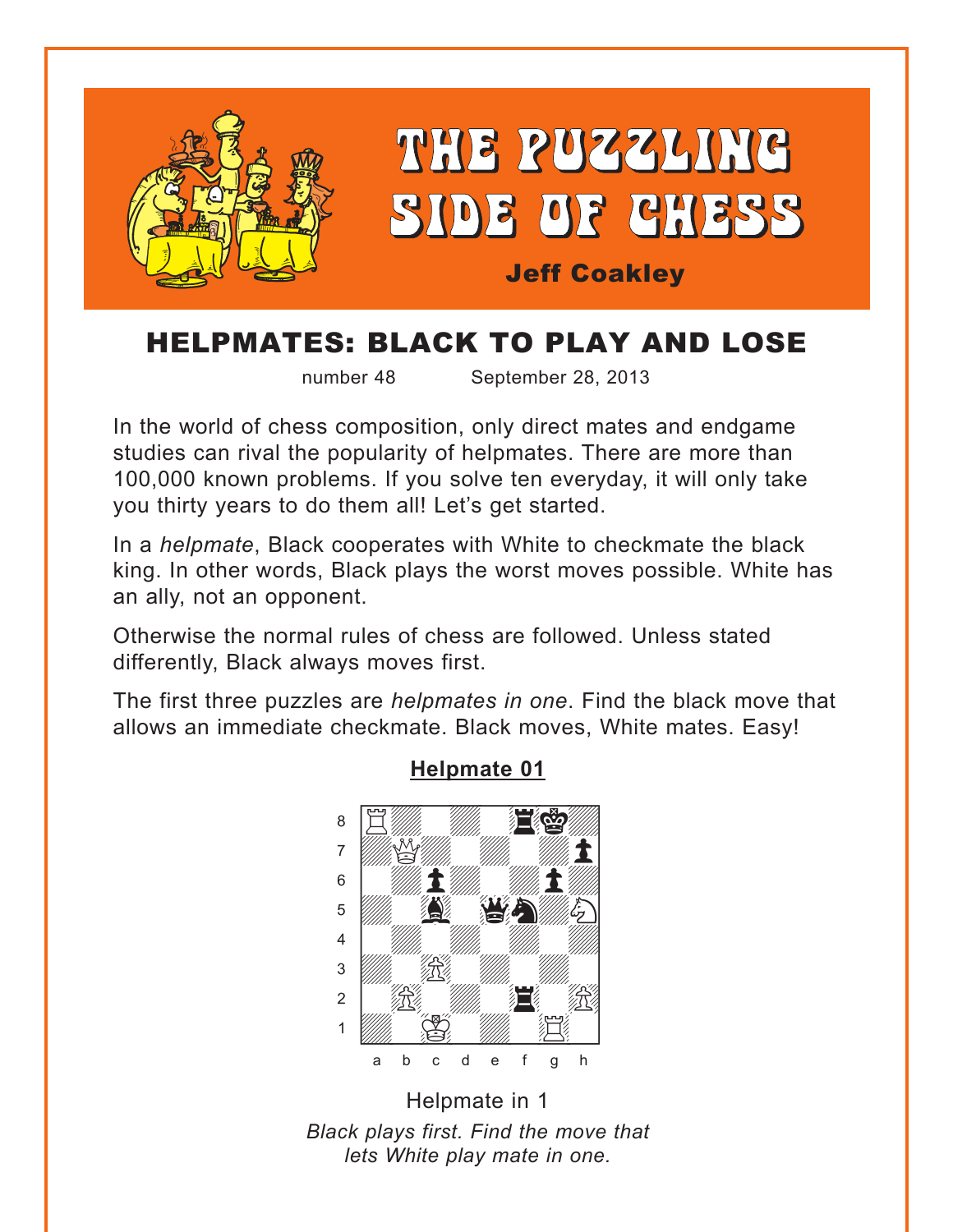# THE PUZZLING SIDE OF CHESS

**Jeff Coakley**

## HELPMATES: BLACK TO PLAY AND LOSE

number 48 September 28, 2013

In the world of chess composition, only direct mates and endgame studies can rival the popularity of helpmates. There are more than 100,000 known problems. If you solve ten everyday, it will only take you thirty years to do them all! Let's get started.

In a *helpmate*, Black cooperates with White to checkmate the black king. In other words, Black plays the worst moves possible. White has an ally, not an opponent.

Otherwise the normal rules of chess are followed. Unless stated differently, Black always moves first.

The first three puzzles are *helpmates in one*. Find the black move that allows an immediate checkmate. Black moves, White mates. Easy!

### Helpmate 01

Helpmate in 1

*Black plays first. Find the move that lets White play mate in one.*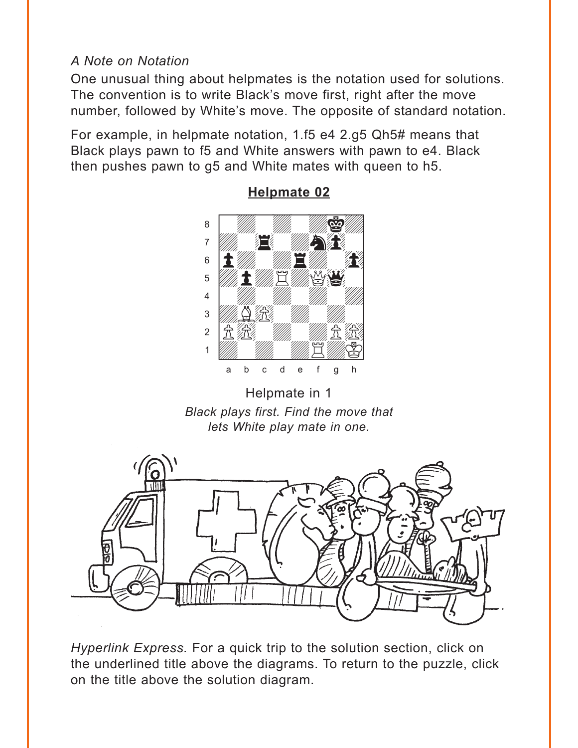*A Note on Notation*

One unusual thing about helpmates is the notation used for solutions. The convention is to write Black's move first, right after the move number, followed by White's move. The opposite of standard notation.

For example, in helpmate notation, 1.f5 e4 2.g5 Qh5# means that Black plays pawn to f5 and White answers with pawn to e4. Black then pushes pawn to g5 and White mates with queen to h5.

## Helpmate 02

Helpmate in 1

*Black plays first. Find the move that lets White play mate in one.*

*Hyperlink Express.* For a quick trip to the solution section, click on the underlined title above the diagrams. To return to the puzzle, click on the title above the solution diagram.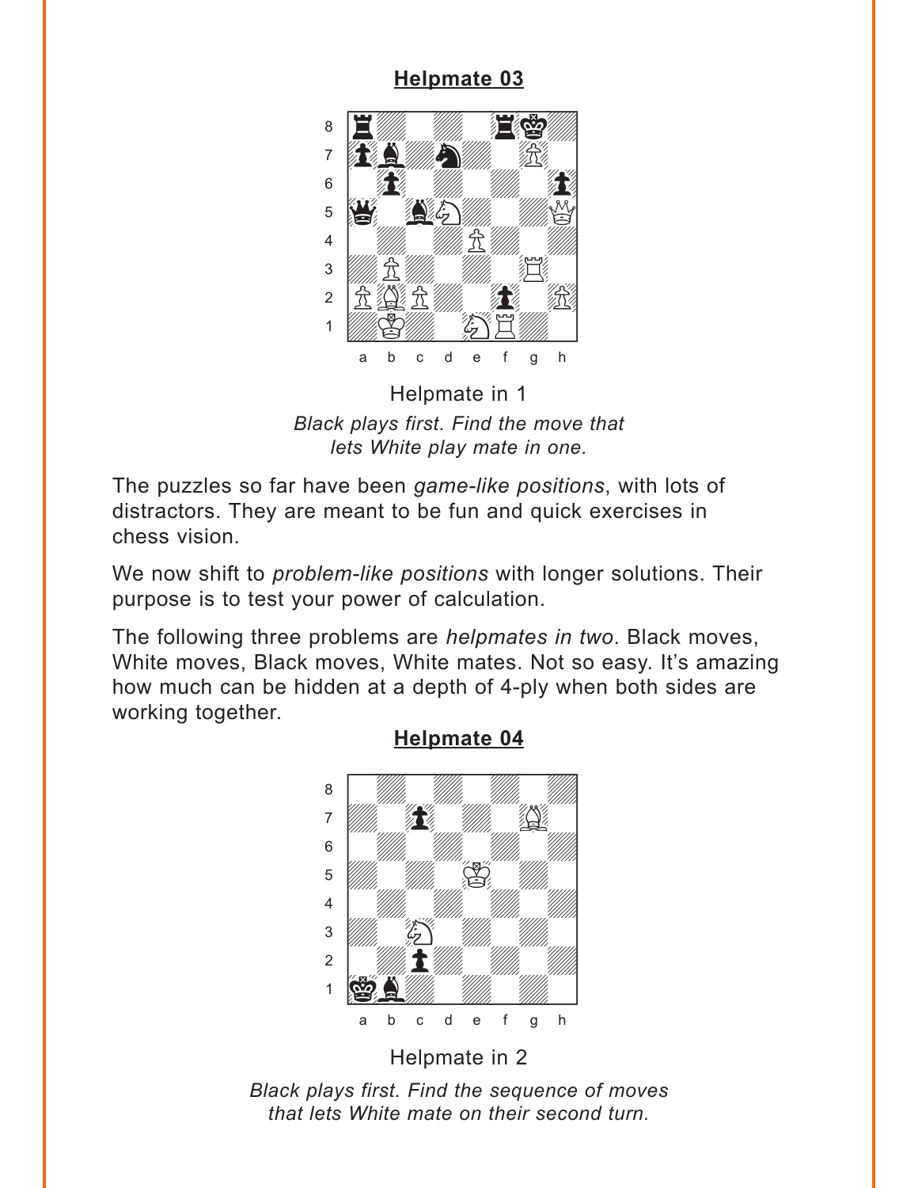## Helpmate 03

Helpmate in 1

*Black plays first. Find the move that lets White play mate in one.*

The puzzles so far have been *game-like positions*, with lots of distractors. They are meant to be fun and quick exercises in chess vision.

We now shift to *problem-like positions* with longer solutions. Their purpose is to test your power of calculation.

The following three problems are *helpmates in two*. Black moves, White moves, Black moves, White mates. Not so easy. It's amazing how much can be hidden at a depth of 4-ply when both sides are working together.

## Helpmate 04

Helpmate in 2

*Black plays first. Find the sequence of moves that lets White mate on their second turn.*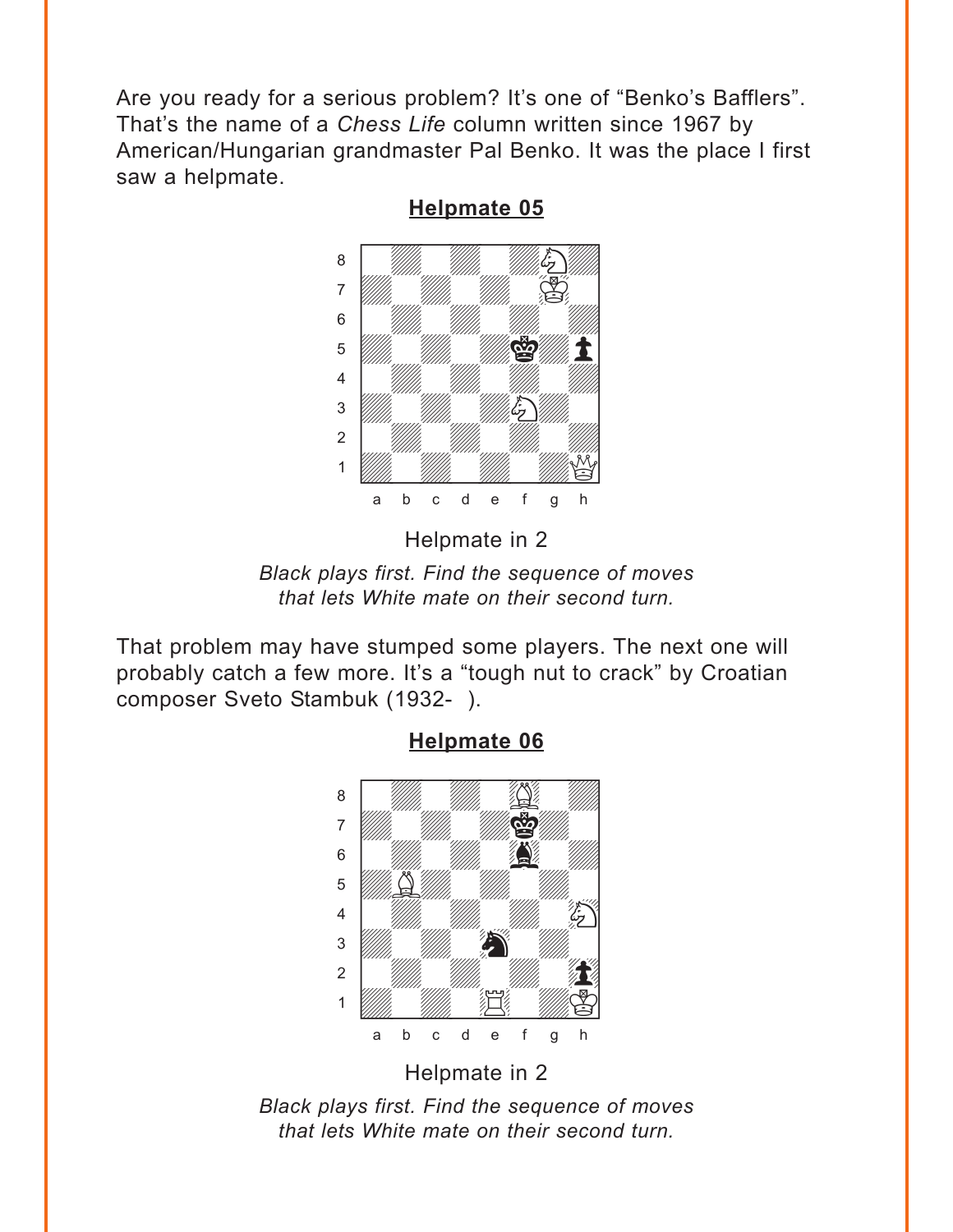Are you ready for a serious problem? It's one of "Benko's Bafflers". That's the name of a *Chess Life* column written since 1967 by American/Hungarian grandmaster Pal Benko. It was the place I first saw a helpmate.

**Helpmate 05**

Helpmate in 2

*Black plays first. Find the sequence of moves that lets White mate on their second turn.*

That problem may have stumped some players. The next one will probably catch a few more. It's a "tough nut to crack" by Croatian composer Sveto Stambuk (1932- ).

**Helpmate 06**

Helpmate in 2

*Black plays first. Find the sequence of moves that lets White mate on their second turn.*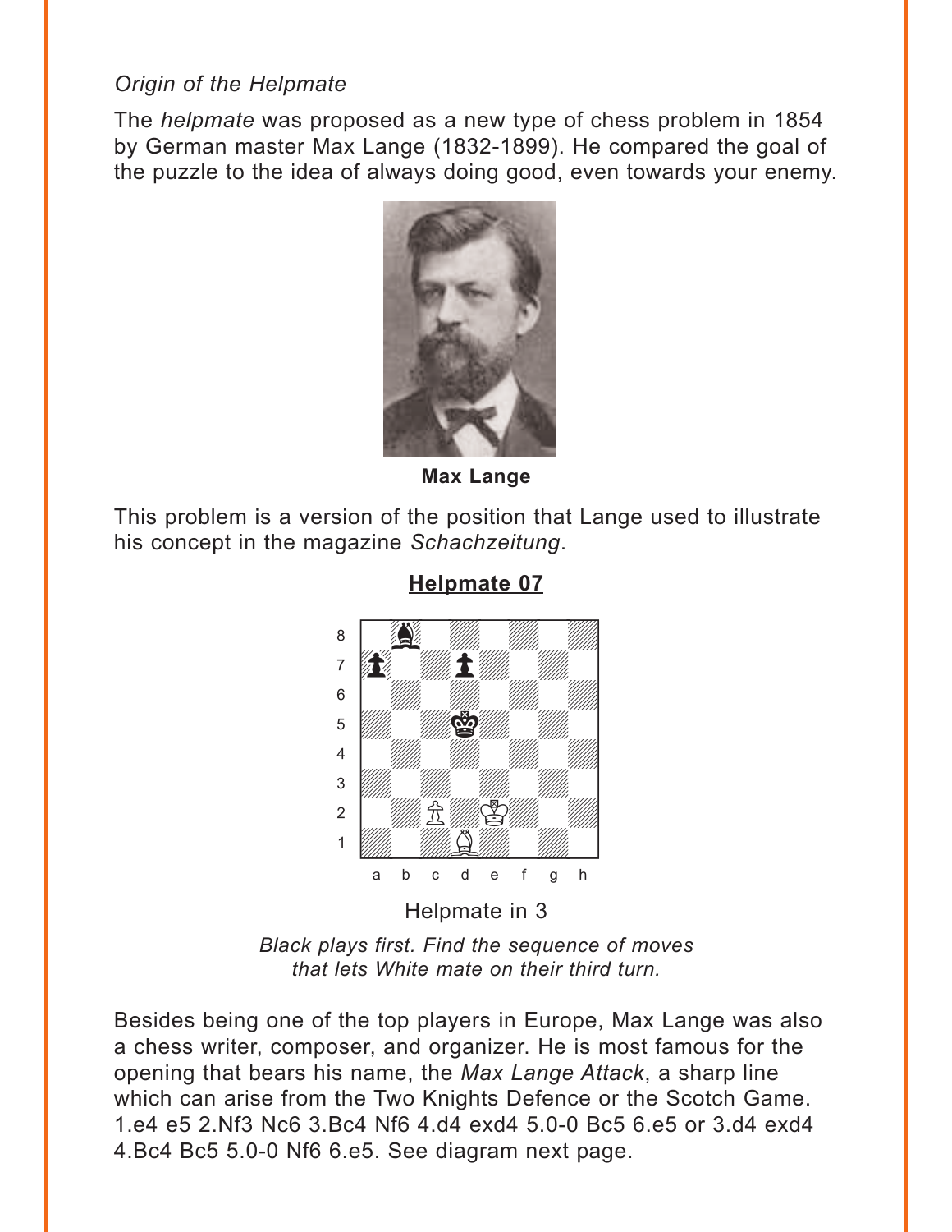*Origin of the Helpmate*

The *helpmate* was proposed as a new type of chess problem in 1854 by German master Max Lange (1832-1899). He compared the goal of the puzzle to the idea of always doing good, even towards your enemy.

**Max Lange**

This problem is a version of the position that Lange used to illustrate his concept in the magazine *Schachzeitung*.

**Helpmate 07**

Helpmate in 3

*Black plays first. Find the sequence of moves that lets White mate on their third turn.*

Besides being one of the top players in Europe, Max Lange was also a chess writer, composer, and organizer. He is most famous for the opening that bears his name, the *Max Lange Attack*, a sharp line which can arise from the Two Knights Defence or the Scotch Game. 1.e4 e5 2.Nf3 Nc6 3.Bc4 Nf6 4.d4 exd4 5.0-0 Bc5 6.e5 or 3.d4 exd4 4.Bc4 Bc5 5.0-0 Nf6 6.e5. See diagram next page.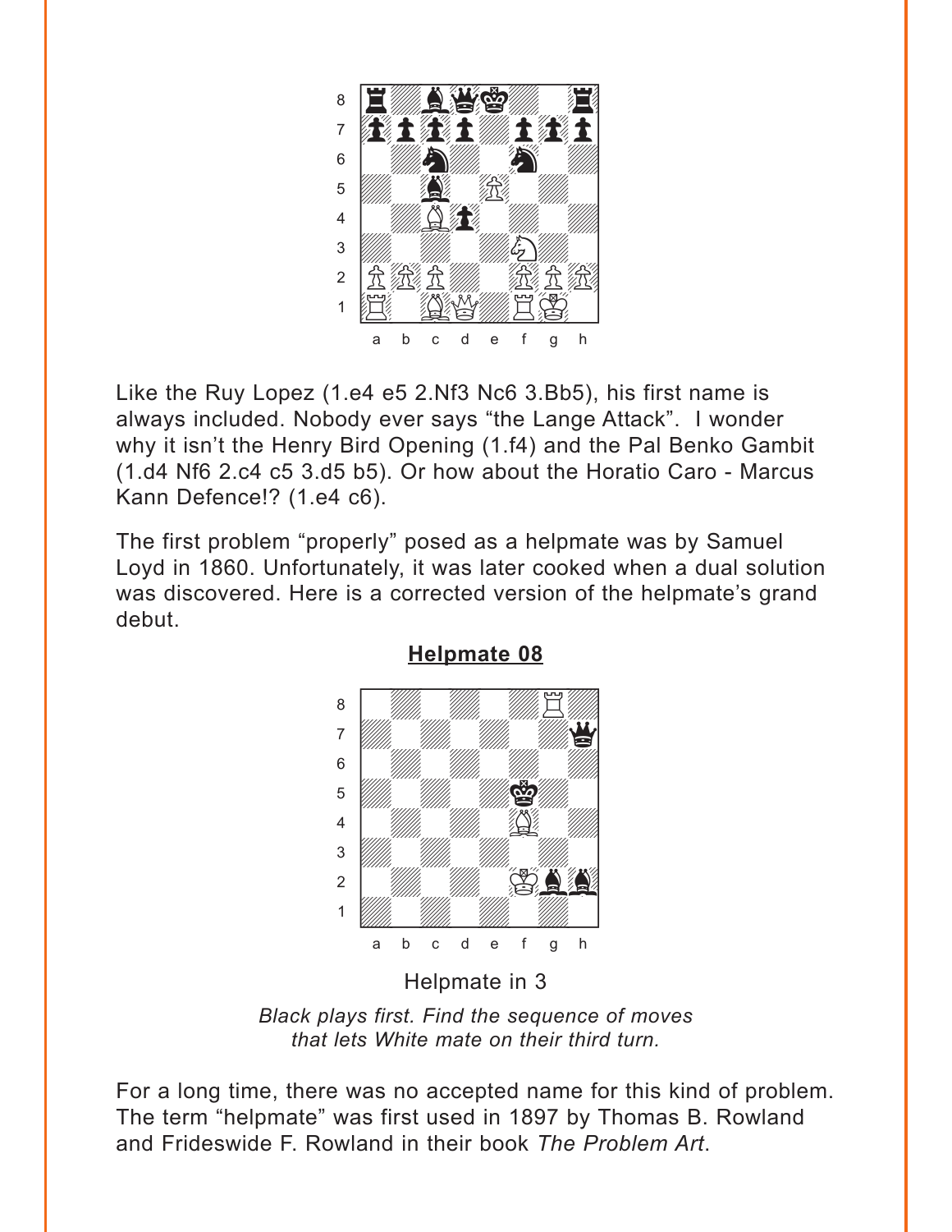Like the Ruy Lopez (1.e4 e5 2.Nf3 Nc6 3.Bb5), his first name is always included. Nobody ever says "the Lange Attack". I wonder why it isn't the Henry Bird Opening (1.f4) and the Pal Benko Gambit (1.d4 Nf6 2.c4 c5 3.d5 b5). Or how about the Horatio Caro - Marcus Kann Defence!? (1.e4 c6).

The first problem "properly" posed as a helpmate was by Samuel Loyd in 1860. Unfortunately, it was later cooked when a dual solution was discovered. Here is a corrected version of the helpmate's grand debut.

## Helpmate 08

Helpmate in 3

*Black plays first. Find the sequence of moves that lets White mate on their third turn.*

For a long time, there was no accepted name for this kind of problem. The term "helpmate" was first used in 1897 by Thomas B. Rowland and Frideswide F. Rowland in their book *The Problem Art*.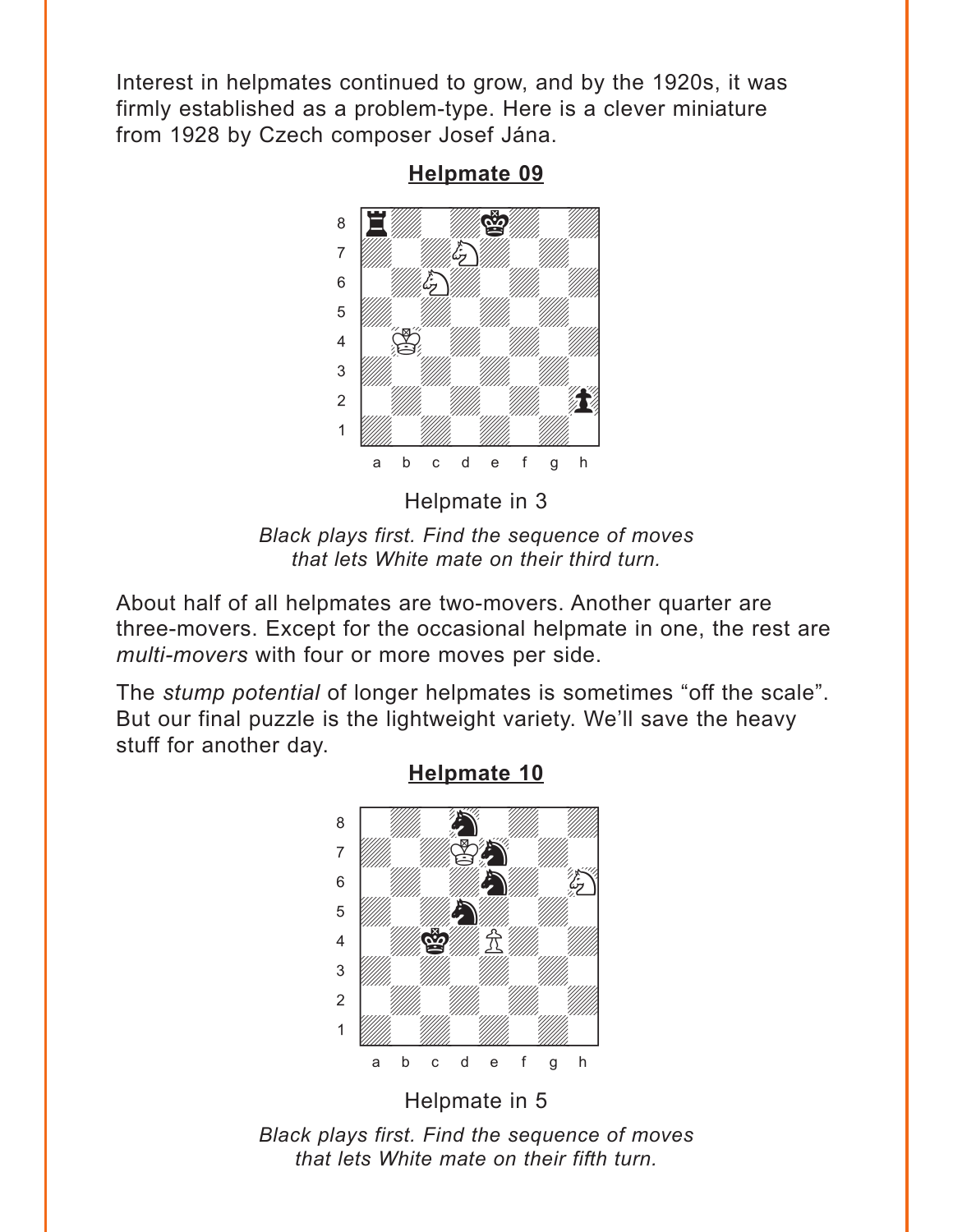Interest in helpmates continued to grow, and by the 1920s, it was firmly established as a problem-type. Here is a clever miniature from 1928 by Czech composer Josef Jána.

**Helpmate 09**

Helpmate in 3

*Black plays first. Find the sequence of moves that lets White mate on their third turn.*

About half of all helpmates are two-movers. Another quarter are three-movers. Except for the occasional helpmate in one, the rest are *multi-movers* with four or more moves per side.

The *stump potential* of longer helpmates is sometimes "off the scale". But our final puzzle is the lightweight variety. We'll save the heavy stuff for another day.

**Helpmate 10**

Helpmate in 5

*Black plays first. Find the sequence of moves that lets White mate on their fifth turn.*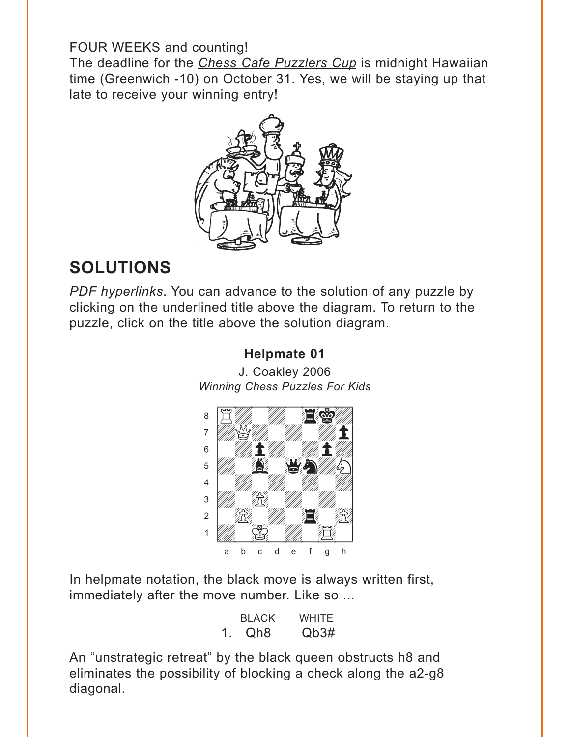FOUR WEEKS and counting!

The deadline for the *Chess Cafe Puzzlers Cup* is midnight Hawaiian time (Greenwich -10) on October 31. Yes, we will be staying up that late to receive your winning entry!

## SOLUTIONS

*PDF hyperlinks*. You can advance to the solution of any puzzle by clicking on the underlined title above the diagram. To return to the puzzle, click on the title above the solution diagram.

### Helpmate 01

J. Coakley 2006
*Winning Chess Puzzles For Kids*

In helpmate notation, the black move is always written first, immediately after the move number. Like so ...

| | BLACK | WHITE |
|---|---|---|
| 1. | Qh8 | Qb3# |

An "unstrategic retreat" by the black queen obstructs h8 and eliminates the possibility of blocking a check along the a2-g8 diagonal.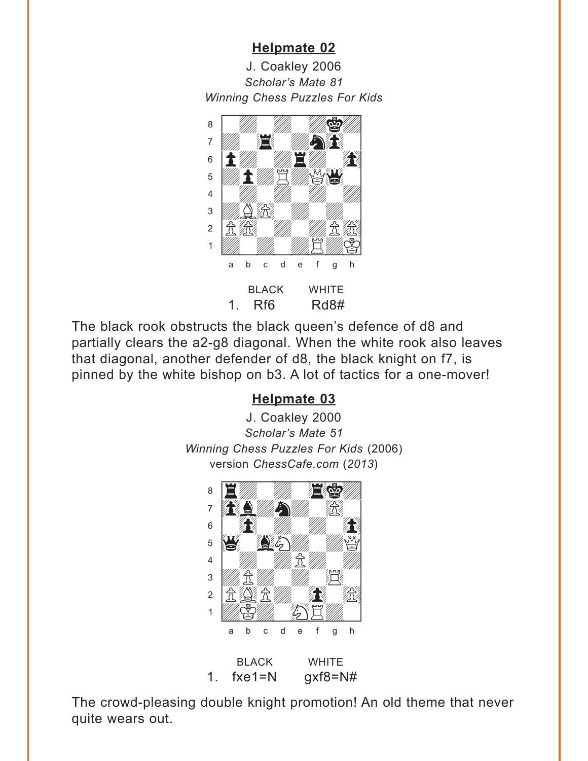## Helpmate 02

J. Coakley 2006
*Scholar's Mate 81*
*Winning Chess Puzzles For Kids*

| | BLACK | WHITE |
|---|---|---|
| 1. | Rf6 | Rd8# |

The black rook obstructs the black queen's defence of d8 and partially clears the a2-g8 diagonal. When the white rook also leaves that diagonal, another defender of d8, the black knight on f7, is pinned by the white bishop on b3. A lot of tactics for a one-mover!

## Helpmate 03

J. Coakley 2000
*Scholar's Mate 51*
*Winning Chess Puzzles For Kids* (2006)
version *ChessCafe.com* (*2013*)

| | BLACK | WHITE |
|---|---|---|
| 1. | fxe1=N | gxf8=N# |

The crowd-pleasing double knight promotion! An old theme that never quite wears out.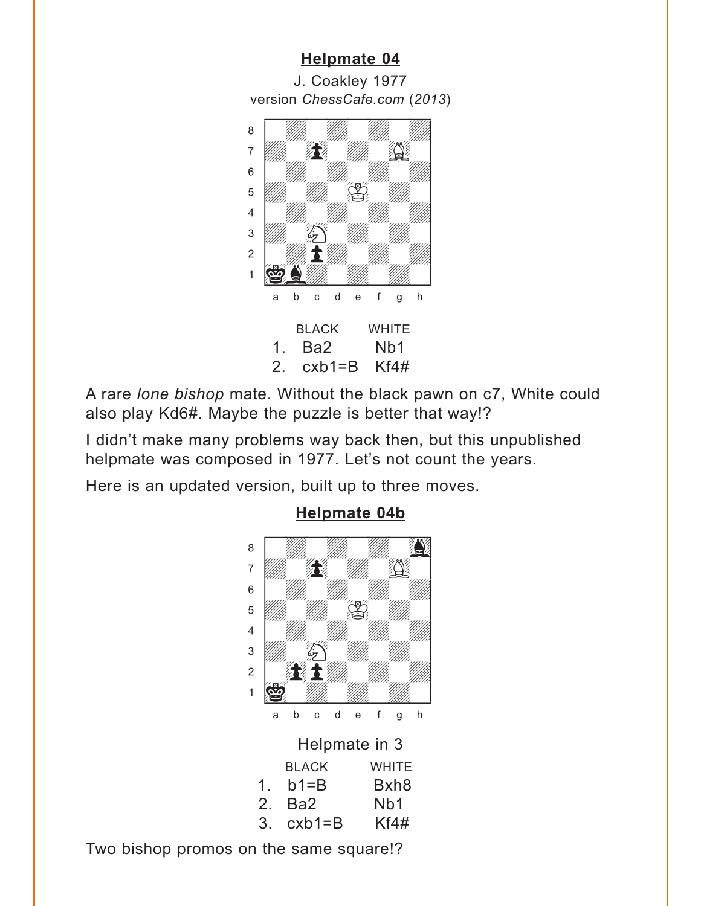## Helpmate 04

J. Coakley 1977
version *ChessCafe.com* (*2013*)

| | BLACK | WHITE |
|---|---|---|
| 1. | Ba2 | Nb1 |
| 2. | cxb1=B | Kf4# |

A rare *lone bishop* mate. Without the black pawn on c7, White could also play Kd6#. Maybe the puzzle is better that way!?

I didn't make many problems way back then, but this unpublished helpmate was composed in 1977. Let's not count the years.

Here is an updated version, built up to three moves.

## Helpmate 04b

Helpmate in 3

| | BLACK | WHITE |
|---|---|---|
| 1. | b1=B | Bxh8 |
| 2. | Ba2 | Nb1 |
| 3. | cxb1=B | Kf4# |

Two bishop promos on the same square!?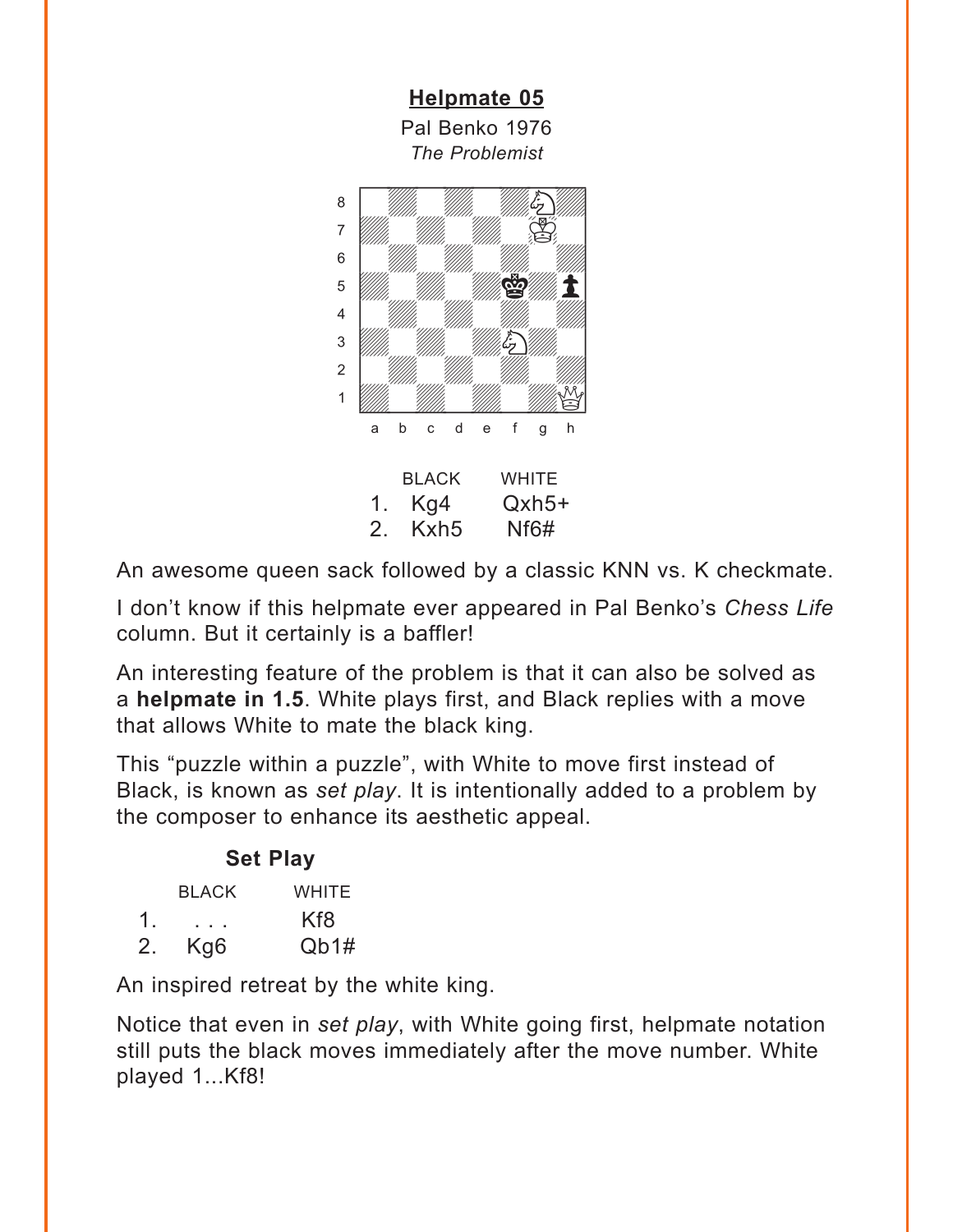## Helpmate 05

Pal Benko 1976
*The Problemist*

| | BLACK | WHITE |
|---|---|---|
| 1. | Kg4 | Qxh5+ |
| 2. | Kxh5 | Nf6# |

An awesome queen sack followed by a classic KNN vs. K checkmate.

I don't know if this helpmate ever appeared in Pal Benko's *Chess Life* column. But it certainly is a baffler!

An interesting feature of the problem is that it can also be solved as a **helpmate in 1.5**. White plays first, and Black replies with a move that allows White to mate the black king.

This "puzzle within a puzzle", with White to move first instead of Black, is known as *set play*. It is intentionally added to a problem by the composer to enhance its aesthetic appeal.

**Set Play**

| | BLACK | WHITE |
|---|---|---|
| 1. | . . . | Kf8 |
| 2. | Kg6 | Qb1# |

An inspired retreat by the white king.

Notice that even in *set play*, with White going first, helpmate notation still puts the black moves immediately after the move number. White played 1...Kf8!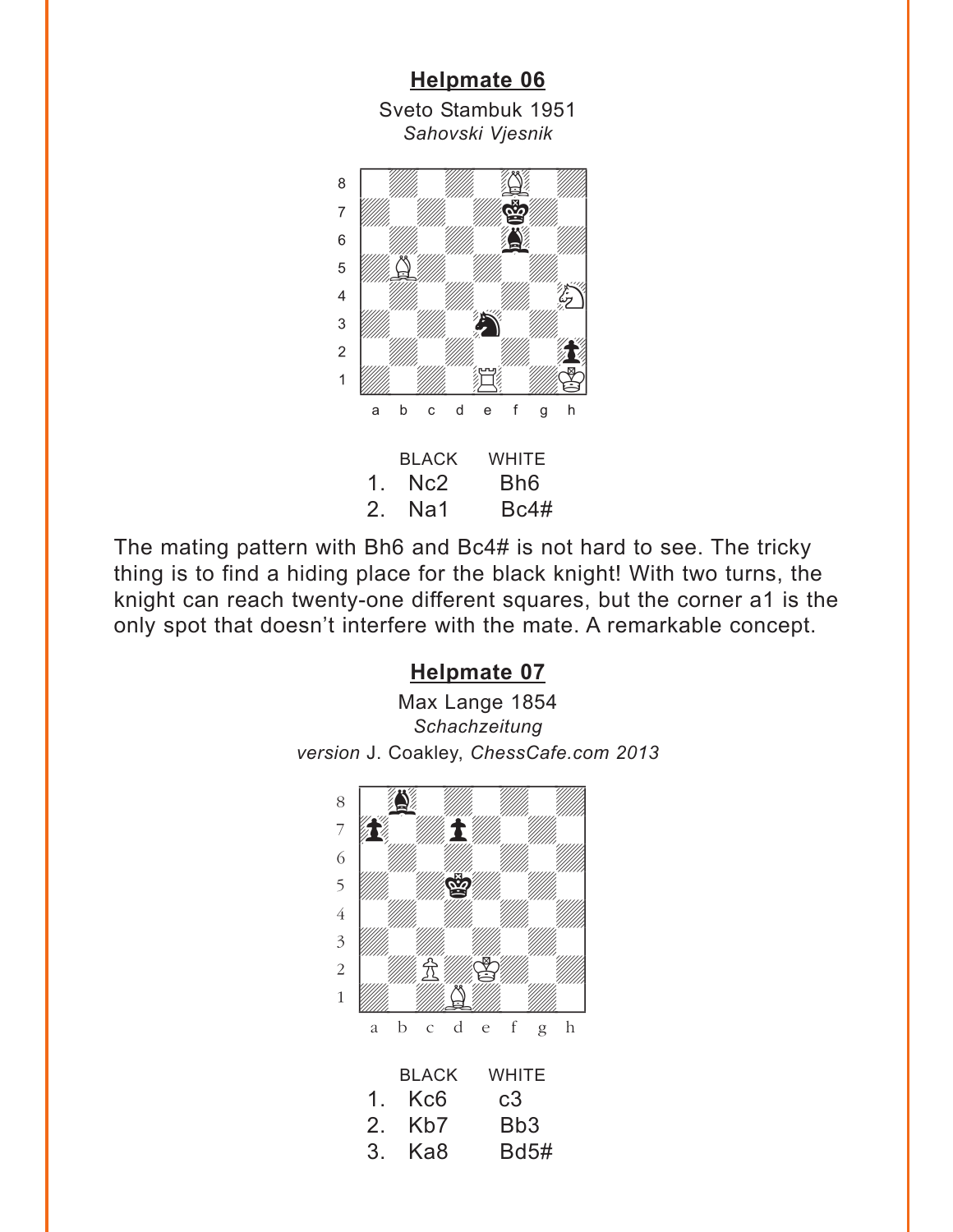## Helpmate 06

Sveto Stambuk 1951

*Sahovski Vjesnik*

| | BLACK | WHITE |
|---|---|---|
| 1. | Nc2 | Bh6 |
| 2. | Na1 | Bc4# |

The mating pattern with Bh6 and Bc4# is not hard to see. The tricky thing is to find a hiding place for the black knight! With two turns, the knight can reach twenty-one different squares, but the corner a1 is the only spot that doesn't interfere with the mate. A remarkable concept.

## Helpmate 07

Max Lange 1854

*Schachzeitung*

*version* J. Coakley, *ChessCafe.com 2013*

| | BLACK | WHITE |
|---|---|---|
| 1. | Kc6 | c3 |
| 2. | Kb7 | Bb3 |
| 3. | Ka8 | Bd5# |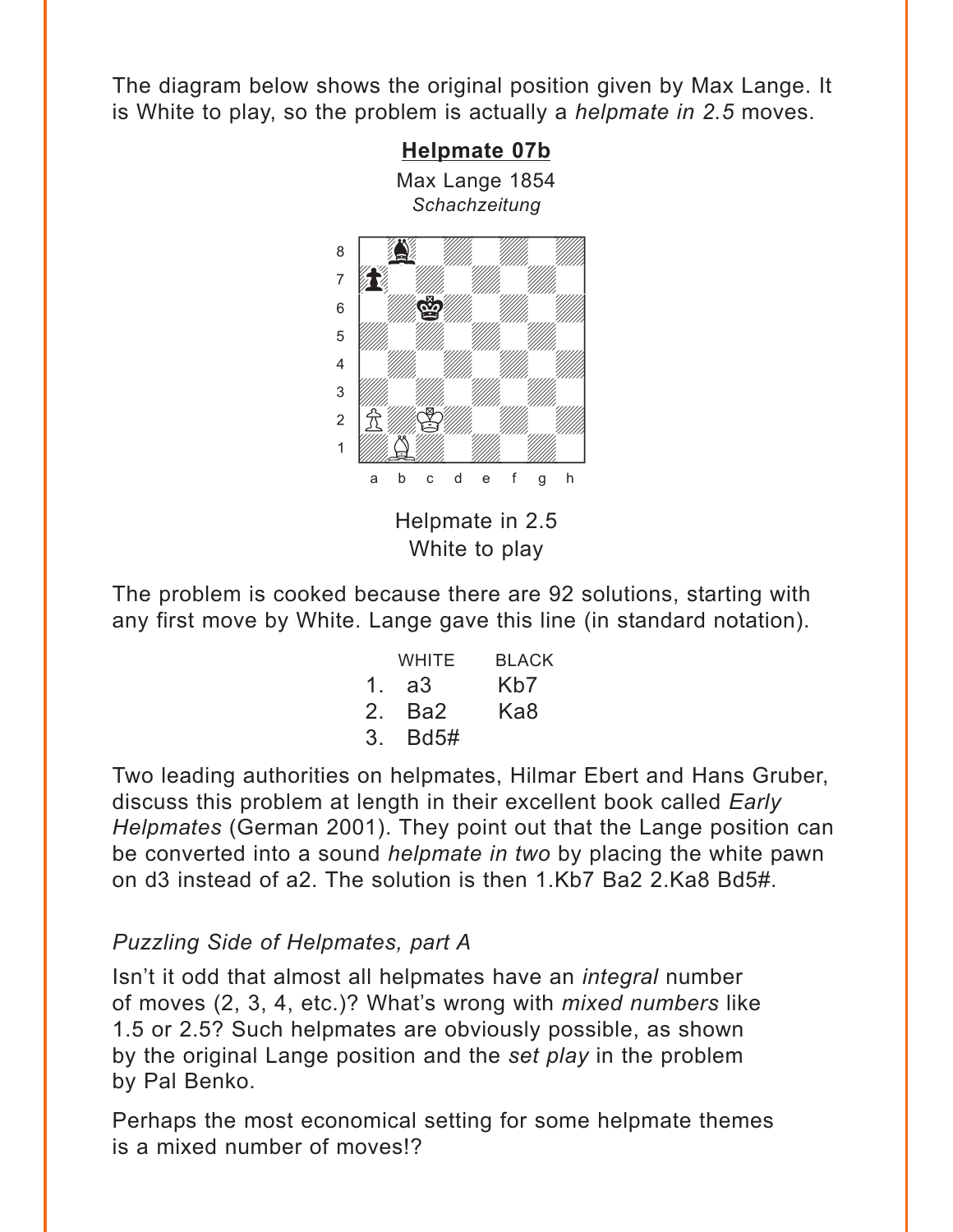The diagram below shows the original position given by Max Lange. It is White to play, so the problem is actually a *helpmate in 2.5* moves.

**Helpmate 07b**

Max Lange 1854
*Schachzeitung*

Helpmate in 2.5
White to play

The problem is cooked because there are 92 solutions, starting with any first move by White. Lange gave this line (in standard notation).

|  | WHITE | BLACK |
|---|---|---|
| 1. | a3 | Kb7 |
| 2. | Ba2 | Ka8 |
| 3. | Bd5# |  |

Two leading authorities on helpmates, Hilmar Ebert and Hans Gruber, discuss this problem at length in their excellent book called *Early Helpmates* (German 2001). They point out that the Lange position can be converted into a sound *helpmate in two* by placing the white pawn on d3 instead of a2. The solution is then 1.Kb7 Ba2 2.Ka8 Bd5#.

*Puzzling Side of Helpmates, part A*

Isn't it odd that almost all helpmates have an *integral* number of moves (2, 3, 4, etc.)? What's wrong with *mixed numbers* like 1.5 or 2.5? Such helpmates are obviously possible, as shown by the original Lange position and the *set play* in the problem by Pal Benko.

Perhaps the most economical setting for some helpmate themes is a mixed number of moves!?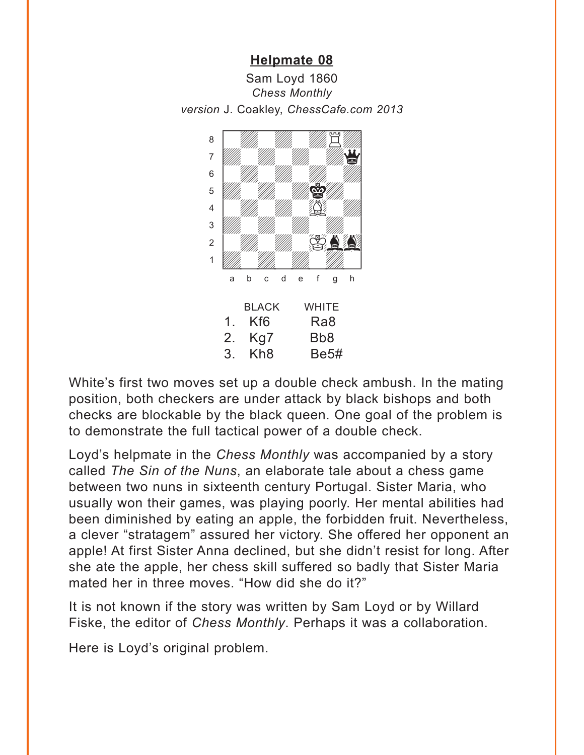## Helpmate 08

Sam Loyd 1860
*Chess Monthly*
*version* J. Coakley, *ChessCafe.com 2013*

| | BLACK | WHITE |
|---|---|---|
| 1. | Kf6 | Ra8 |
| 2. | Kg7 | Bb8 |
| 3. | Kh8 | Be5# |

White's first two moves set up a double check ambush. In the mating position, both checkers are under attack by black bishops and both checks are blockable by the black queen. One goal of the problem is to demonstrate the full tactical power of a double check.

Loyd's helpmate in the *Chess Monthly* was accompanied by a story called *The Sin of the Nuns*, an elaborate tale about a chess game between two nuns in sixteenth century Portugal. Sister Maria, who usually won their games, was playing poorly. Her mental abilities had been diminished by eating an apple, the forbidden fruit. Nevertheless, a clever "stratagem" assured her victory. She offered her opponent an apple! At first Sister Anna declined, but she didn't resist for long. After she ate the apple, her chess skill suffered so badly that Sister Maria mated her in three moves. "How did she do it?"

It is not known if the story was written by Sam Loyd or by Willard Fiske, the editor of *Chess Monthly*. Perhaps it was a collaboration.

Here is Loyd's original problem.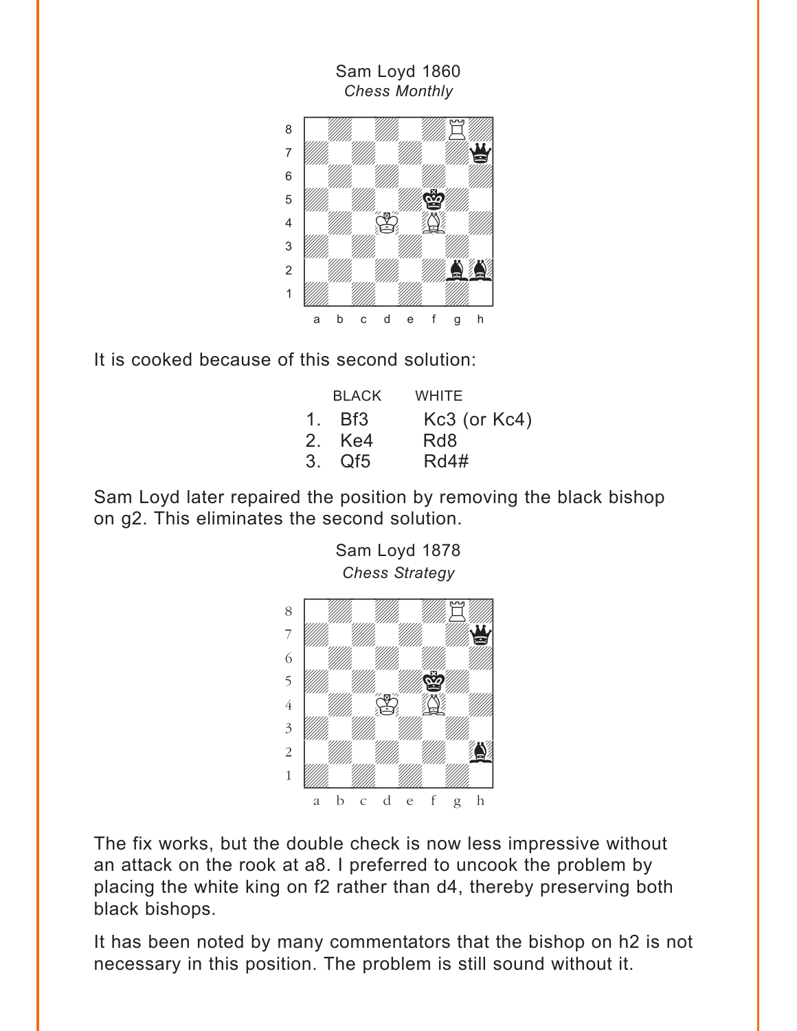Sam Loyd 1860
*Chess Monthly*

It is cooked because of this second solution:

|  | BLACK | WHITE |
|---|---|---|
| 1. | Bf3 | Kc3 (or Kc4) |
| 2. | Ke4 | Rd8 |
| 3. | Qf5 | Rd4# |

Sam Loyd later repaired the position by removing the black bishop on g2. This eliminates the second solution.

Sam Loyd 1878
*Chess Strategy*

The fix works, but the double check is now less impressive without an attack on the rook at a8. I preferred to uncook the problem by placing the white king on f2 rather than d4, thereby preserving both black bishops.

It has been noted by many commentators that the bishop on h2 is not necessary in this position. The problem is still sound without it.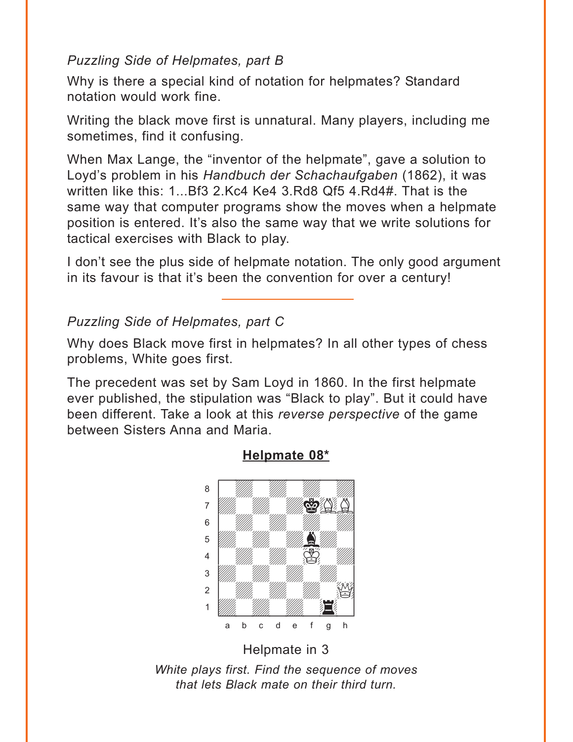*Puzzling Side of Helpmates, part B*

Why is there a special kind of notation for helpmates? Standard notation would work fine.

Writing the black move first is unnatural. Many players, including me sometimes, find it confusing.

When Max Lange, the "inventor of the helpmate", gave a solution to Loyd's problem in his *Handbuch der Schachaufgaben* (1862), it was written like this: 1...Bf3 2.Kc4 Ke4 3.Rd8 Qf5 4.Rd4#. That is the same way that computer programs show the moves when a helpmate position is entered. It's also the same way that we write solutions for tactical exercises with Black to play.

I don't see the plus side of helpmate notation. The only good argument in its favour is that it's been the convention for over a century!

---

*Puzzling Side of Helpmates, part C*

Why does Black move first in helpmates? In all other types of chess problems, White goes first.

The precedent was set by Sam Loyd in 1860. In the first helpmate ever published, the stipulation was "Black to play". But it could have been different. Take a look at this *reverse perspective* of the game between Sisters Anna and Maria.

**Helpmate 08***

Helpmate in 3

*White plays first. Find the sequence of moves that lets Black mate on their third turn.*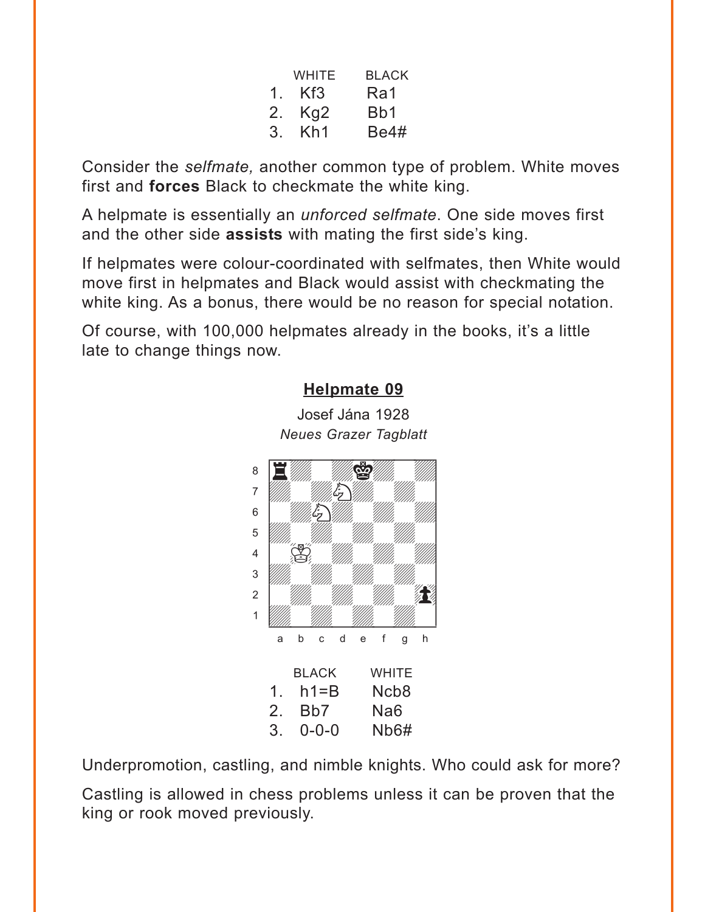| | WHITE | BLACK |
|---|---|---|
| 1. | Kf3 | Ra1 |
| 2. | Kg2 | Bb1 |
| 3. | Kh1 | Be4# |

Consider the *selfmate,* another common type of problem. White moves first and **forces** Black to checkmate the white king.

A helpmate is essentially an *unforced selfmate*. One side moves first and the other side **assists** with mating the first side's king.

If helpmates were colour-coordinated with selfmates, then White would move first in helpmates and Black would assist with checkmating the white king. As a bonus, there would be no reason for special notation.

Of course, with 100,000 helpmates already in the books, it's a little late to change things now.

## Helpmate 09

Josef Jána 1928

*Neues Grazer Tagblatt*

| | BLACK | WHITE |
|---|---|---|
| 1. | h1=B | Ncb8 |
| 2. | Bb7 | Na6 |
| 3. | 0-0-0 | Nb6# |

Underpromotion, castling, and nimble knights. Who could ask for more?

Castling is allowed in chess problems unless it can be proven that the king or rook moved previously.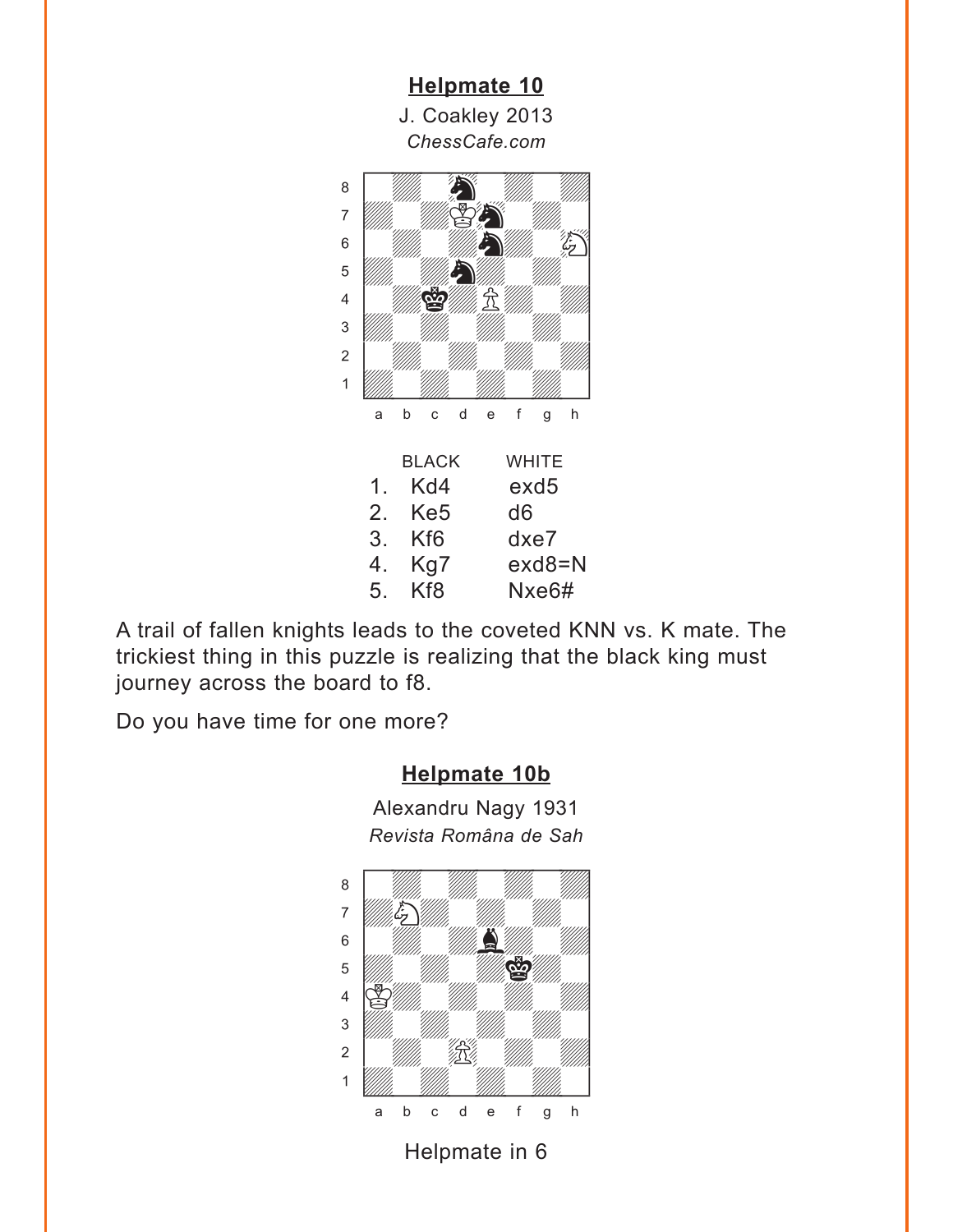## Helpmate 10

J. Coakley 2013

*ChessCafe.com*

| | BLACK | WHITE |
|---|---|---|
| 1. | Kd4 | exd5 |
| 2. | Ke5 | d6 |
| 3. | Kf6 | dxe7 |
| 4. | Kg7 | exd8=N |
| 5. | Kf8 | Nxe6# |

A trail of fallen knights leads to the coveted KNN vs. K mate. The trickiest thing in this puzzle is realizing that the black king must journey across the board to f8.

Do you have time for one more?

## Helpmate 10b

Alexandru Nagy 1931

*Revista Româna de Sah*

Helpmate in 6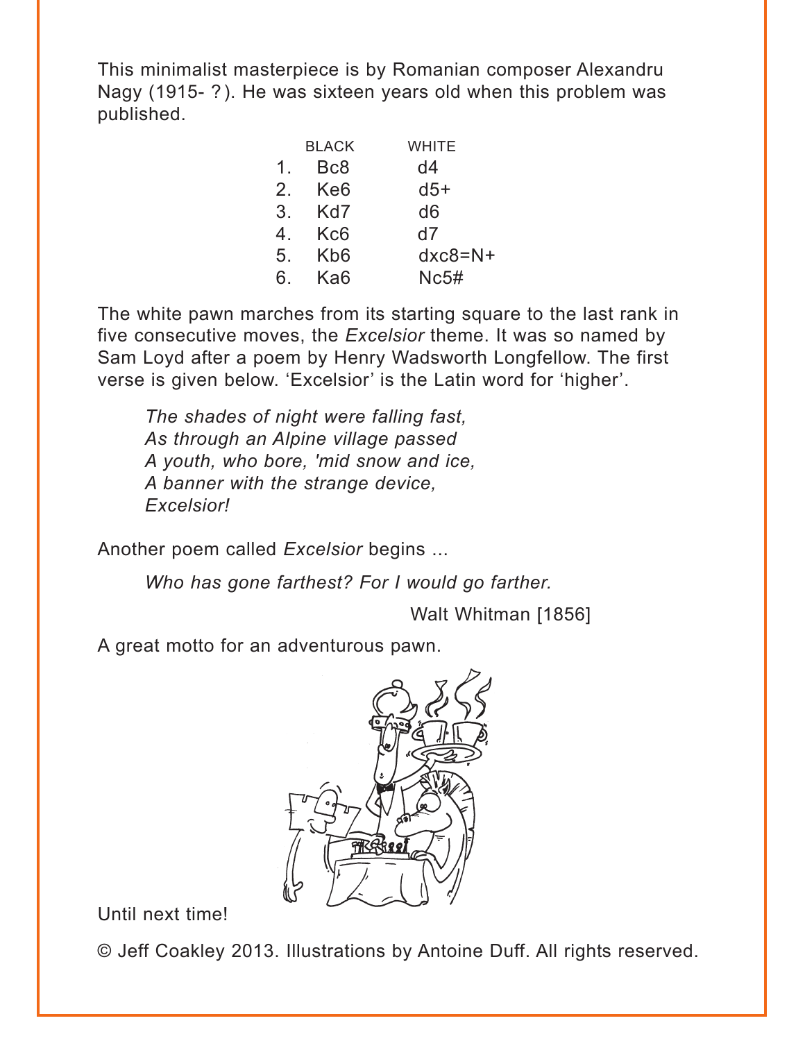This minimalist masterpiece is by Romanian composer Alexandru Nagy (1915- ?). He was sixteen years old when this problem was published.

| | BLACK | WHITE |
|---|---|---|
| 1. | Bc8 | d4 |
| 2. | Ke6 | d5+ |
| 3. | Kd7 | d6 |
| 4. | Kc6 | d7 |
| 5. | Kb6 | dxc8=N+ |
| 6. | Ka6 | Nc5# |

The white pawn marches from its starting square to the last rank in five consecutive moves, the *Excelsior* theme. It was so named by Sam Loyd after a poem by Henry Wadsworth Longfellow. The first verse is given below. 'Excelsior' is the Latin word for 'higher'.

> *The shades of night were falling fast,*
> *As through an Alpine village passed*
> *A youth, who bore, 'mid snow and ice,*
> *A banner with the strange device,*
> *Excelsior!*

Another poem called *Excelsior* begins ...

> *Who has gone farthest? For I would go farther.*
>
> Walt Whitman [1856]

A great motto for an adventurous pawn.

Until next time!

© Jeff Coakley 2013. Illustrations by Antoine Duff. All rights reserved.